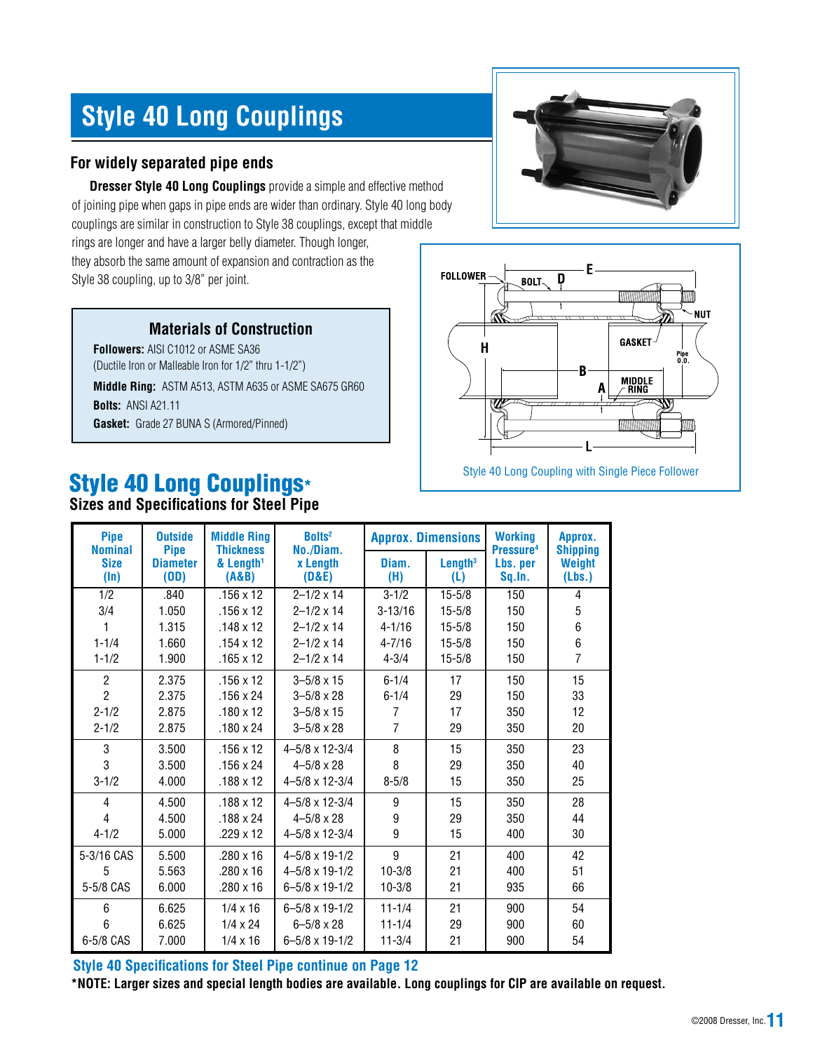# Style 40 Long Couplings

## For widely separated pipe ends

**Dresser Style 40 Long Couplings** provide a simple and effective method of joining pipe when gaps in pipe ends are wider than ordinary. Style 40 long body couplings are similar in construction to Style 38 couplings, except that middle rings are longer and have a larger belly diameter. Though longer, they absorb the same amount of expansion and contraction as the Style 38 coupling, up to 3/8" per joint.

### Materials of Construction

**Followers:** AISI C1012 or ASME SA36
(Ductile Iron or Malleable Iron for 1/2" thru 1-1/2")

**Middle Ring:** ASTM A513, ASTM A635 or ASME SA675 GR60

**Bolts:** ANSI A21.11

**Gasket:** Grade 27 BUNA S (Armored/Pinned)

FOLLOWER, BOLT, D, E, NUT, H, GASKET, Pipe O.D., B, A, MIDDLE RING, L

Style 40 Long Coupling with Single Piece Follower

## Style 40 Long Couplings*

### Sizes and Specifications for Steel Pipe

| Pipe Nominal Size (In) | Outside Pipe Diameter (OD) | Middle Ring Thickness & Length[1] (A&B) | Bolts[2] No./Diam. x Length (D&E) | Approx. Dimensions | | Working Pressure[4] Lbs. per Sq.In. | Approx. Shipping Weight (Lbs.) |
|---|---|---|---|---|---|---|---|
| | | | | Diam. (H) | Length[3] (L) | | |
| 1/2 | .840 | .156 x 12 | 2–1/2 x 14 | 3-1/2 | 15-5/8 | 150 | 4 |
| 3/4 | 1.050 | .156 x 12 | 2–1/2 x 14 | 3-13/16 | 15-5/8 | 150 | 5 |
| 1 | 1.315 | .148 x 12 | 2–1/2 x 14 | 4-1/16 | 15-5/8 | 150 | 6 |
| 1-1/4 | 1.660 | .154 x 12 | 2–1/2 x 14 | 4-7/16 | 15-5/8 | 150 | 6 |
| 1-1/2 | 1.900 | .165 x 12 | 2–1/2 x 14 | 4-3/4 | 15-5/8 | 150 | 7 |
| 2 | 2.375 | .156 x 12 | 3–5/8 x 15 | 6-1/4 | 17 | 150 | 15 |
| 2 | 2.375 | .156 x 24 | 3–5/8 x 28 | 6-1/4 | 29 | 150 | 33 |
| 2-1/2 | 2.875 | .180 x 12 | 3–5/8 x 15 | 7 | 17 | 350 | 12 |
| 2-1/2 | 2.875 | .180 x 24 | 3–5/8 x 28 | 7 | 29 | 350 | 20 |
| 3 | 3.500 | .156 x 12 | 4–5/8 x 12-3/4 | 8 | 15 | 350 | 23 |
| 3 | 3.500 | .156 x 24 | 4–5/8 x 28 | 8 | 29 | 350 | 40 |
| 3-1/2 | 4.000 | .188 x 12 | 4–5/8 x 12-3/4 | 8-5/8 | 15 | 350 | 25 |
| 4 | 4.500 | .188 x 12 | 4–5/8 x 12-3/4 | 9 | 15 | 350 | 28 |
| 4 | 4.500 | .188 x 24 | 4–5/8 x 28 | 9 | 29 | 350 | 44 |
| 4-1/2 | 5.000 | .229 x 12 | 4–5/8 x 12-3/4 | 9 | 15 | 400 | 30 |
| 5-3/16 CAS | 5.500 | .280 x 16 | 4–5/8 x 19-1/2 | 9 | 21 | 400 | 42 |
| 5 | 5.563 | .280 x 16 | 4–5/8 x 19-1/2 | 10-3/8 | 21 | 400 | 51 |
| 5-5/8 CAS | 6.000 | .280 x 16 | 6–5/8 x 19-1/2 | 10-3/8 | 21 | 935 | 66 |
| 6 | 6.625 | 1/4 x 16 | 6–5/8 x 19-1/2 | 11-1/4 | 21 | 900 | 54 |
| 6 | 6.625 | 1/4 x 24 | 6–5/8 x 28 | 11-1/4 | 29 | 900 | 60 |
| 6-5/8 CAS | 7.000 | 1/4 x 16 | 6–5/8 x 19-1/2 | 11-3/4 | 21 | 900 | 54 |

**Style 40 Specifications for Steel Pipe continue on Page 12**

***NOTE: Larger sizes and special length bodies are available. Long couplings for CIP are available on request.**

©2008 Dresser, Inc.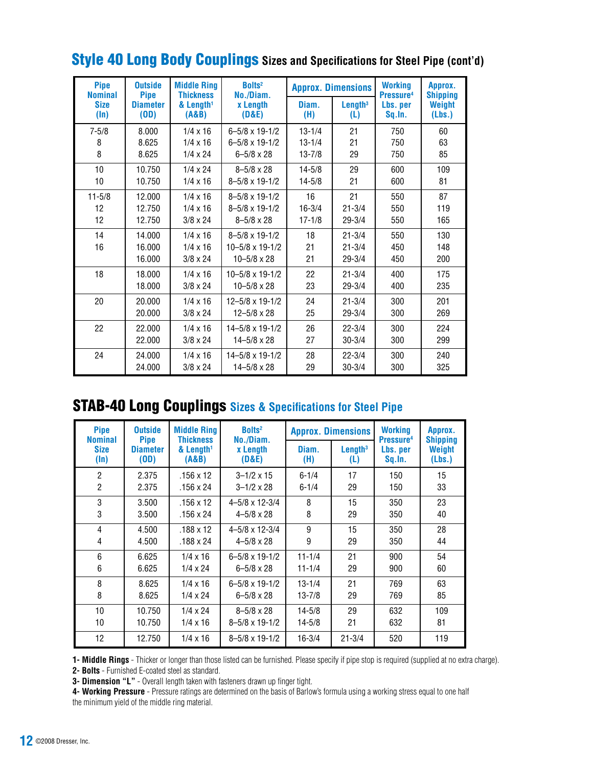## **Style 40 Long Body Couplings** Sizes and Specifications for Steel Pipe (cont'd)

| Pipe Nominal Size (In) | Outside Pipe Diameter (OD) | Middle Ring Thickness & Length[1] (A&B) | Bolts[2] No./Diam. x Length (D&E) | Approx. Dimensions | | Working Pressure[4] Lbs. per Sq.In. | Approx. Shipping Weight (Lbs.) |
|---|---|---|---|---|---|---|---|
| | | | | Diam. (H) | Length[3] (L) | | |
| 7-5/8 | 8.000 | 1/4 x 16 | 6–5/8 x 19-1/2 | 13-1/4 | 21 | 750 | 60 |
| 8 | 8.625 | 1/4 x 16 | 6–5/8 x 19-1/2 | 13-1/4 | 21 | 750 | 63 |
| 8 | 8.625 | 1/4 x 24 | 6–5/8 x 28 | 13-7/8 | 29 | 750 | 85 |
| 10 | 10.750 | 1/4 x 24 | 8–5/8 x 28 | 14-5/8 | 29 | 600 | 109 |
| 10 | 10.750 | 1/4 x 16 | 8–5/8 x 19-1/2 | 14-5/8 | 21 | 600 | 81 |
| 11-5/8 | 12.000 | 1/4 x 16 | 8–5/8 x 19-1/2 | 16 | 21 | 550 | 87 |
| 12 | 12.750 | 1/4 x 16 | 8–5/8 x 19-1/2 | 16-3/4 | 21-3/4 | 550 | 119 |
| 12 | 12.750 | 3/8 x 24 | 8–5/8 x 28 | 17-1/8 | 29-3/4 | 550 | 165 |
| 14 | 14.000 | 1/4 x 16 | 8–5/8 x 19-1/2 | 18 | 21-3/4 | 550 | 130 |
| 16 | 16.000 | 1/4 x 16 | 10–5/8 x 19-1/2 | 21 | 21-3/4 | 450 | 148 |
| | 16.000 | 3/8 x 24 | 10–5/8 x 28 | 21 | 29-3/4 | 450 | 200 |
| 18 | 18.000 | 1/4 x 16 | 10–5/8 x 19-1/2 | 22 | 21-3/4 | 400 | 175 |
| | 18.000 | 3/8 x 24 | 10–5/8 x 28 | 23 | 29-3/4 | 400 | 235 |
| 20 | 20.000 | 1/4 x 16 | 12–5/8 x 19-1/2 | 24 | 21-3/4 | 300 | 201 |
| | 20.000 | 3/8 x 24 | 12–5/8 x 28 | 25 | 29-3/4 | 300 | 269 |
| 22 | 22.000 | 1/4 x 16 | 14–5/8 x 19-1/2 | 26 | 22-3/4 | 300 | 224 |
| | 22.000 | 3/8 x 24 | 14–5/8 x 28 | 27 | 30-3/4 | 300 | 299 |
| 24 | 24.000 | 1/4 x 16 | 14–5/8 x 19-1/2 | 28 | 22-3/4 | 300 | 240 |
| | 24.000 | 3/8 x 24 | 14–5/8 x 28 | 29 | 30-3/4 | 300 | 325 |

## **STAB-40 Long Couplings** Sizes & Specifications for Steel Pipe

| Pipe Nominal Size (In) | Outside Pipe Diameter (OD) | Middle Ring Thickness & Length[1] (A&B) | Bolts[2] No./Diam. x Length (D&E) | Approx. Dimensions | | Working Pressure[4] Lbs. per Sq.In. | Approx. Shipping Weight (Lbs.) |
|---|---|---|---|---|---|---|---|
| | | | | Diam. (H) | Length[3] (L) | | |
| 2 | 2.375 | .156 x 12 | 3–1/2 x 15 | 6-1/4 | 17 | 150 | 15 |
| 2 | 2.375 | .156 x 24 | 3–1/2 x 28 | 6-1/4 | 29 | 150 | 33 |
| 3 | 3.500 | .156 x 12 | 4–5/8 x 12-3/4 | 8 | 15 | 350 | 23 |
| 3 | 3.500 | .156 x 24 | 4–5/8 x 28 | 8 | 29 | 350 | 40 |
| 4 | 4.500 | .188 x 12 | 4–5/8 x 12-3/4 | 9 | 15 | 350 | 28 |
| 4 | 4.500 | .188 x 24 | 4–5/8 x 28 | 9 | 29 | 350 | 44 |
| 6 | 6.625 | 1/4 x 16 | 6–5/8 x 19-1/2 | 11-1/4 | 21 | 900 | 54 |
| 6 | 6.625 | 1/4 x 24 | 6–5/8 x 28 | 11-1/4 | 29 | 900 | 60 |
| 8 | 8.625 | 1/4 x 16 | 6–5/8 x 19-1/2 | 13-1/4 | 21 | 769 | 63 |
| 8 | 8.625 | 1/4 x 24 | 6–5/8 x 28 | 13-7/8 | 29 | 769 | 85 |
| 10 | 10.750 | 1/4 x 24 | 8–5/8 x 28 | 14-5/8 | 29 | 632 | 109 |
| 10 | 10.750 | 1/4 x 16 | 8–5/8 x 19-1/2 | 14-5/8 | 21 | 632 | 81 |
| 12 | 12.750 | 1/4 x 16 | 8–5/8 x 19-1/2 | 16-3/4 | 21-3/4 | 520 | 119 |

**1- Middle Rings** - Thicker or longer than those listed can be furnished. Please specify if pipe stop is required (supplied at no extra charge).
**2- Bolts** - Furnished E-coated steel as standard.
**3- Dimension "L"** - Overall length taken with fasteners drawn up finger tight.
**4- Working Pressure** - Pressure ratings are determined on the basis of Barlow's formula using a working stress equal to one half the minimum yield of the middle ring material.

©2008 Dresser, Inc.